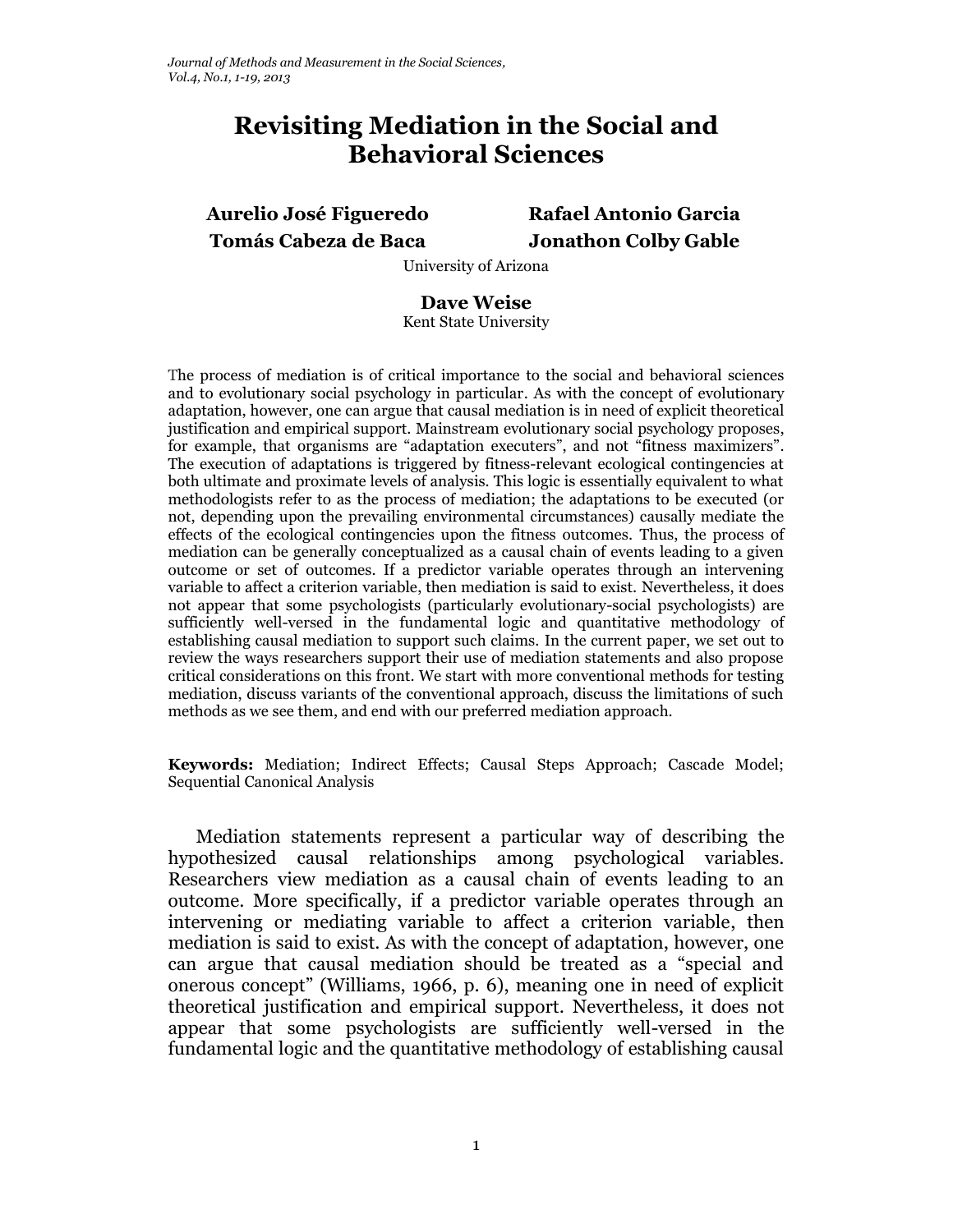# Revisiting Mediation in the Social and Behavioral Sciences

**Aurelio José Figueredo** **Rafael Antonio Garcia**
**Tomás Cabeza de Baca** **Jonathon Colby Gable**
University of Arizona

**Dave Weise**
Kent State University

The process of mediation is of critical importance to the social and behavioral sciences and to evolutionary social psychology in particular. As with the concept of evolutionary adaptation, however, one can argue that causal mediation is in need of explicit theoretical justification and empirical support. Mainstream evolutionary social psychology proposes, for example, that organisms are "adaptation executers", and not "fitness maximizers". The execution of adaptations is triggered by fitness-relevant ecological contingencies at both ultimate and proximate levels of analysis. This logic is essentially equivalent to what methodologists refer to as the process of mediation; the adaptations to be executed (or not, depending upon the prevailing environmental circumstances) causally mediate the effects of the ecological contingencies upon the fitness outcomes. Thus, the process of mediation can be generally conceptualized as a causal chain of events leading to a given outcome or set of outcomes. If a predictor variable operates through an intervening variable to affect a criterion variable, then mediation is said to exist. Nevertheless, it does not appear that some psychologists (particularly evolutionary-social psychologists) are sufficiently well-versed in the fundamental logic and quantitative methodology of establishing causal mediation to support such claims. In the current paper, we set out to review the ways researchers support their use of mediation statements and also propose critical considerations on this front. We start with more conventional methods for testing mediation, discuss variants of the conventional approach, discuss the limitations of such methods as we see them, and end with our preferred mediation approach.

**Keywords:** Mediation; Indirect Effects; Causal Steps Approach; Cascade Model; Sequential Canonical Analysis

Mediation statements represent a particular way of describing the hypothesized causal relationships among psychological variables. Researchers view mediation as a causal chain of events leading to an outcome. More specifically, if a predictor variable operates through an intervening or mediating variable to affect a criterion variable, then mediation is said to exist. As with the concept of adaptation, however, one can argue that causal mediation should be treated as a "special and onerous concept" (Williams, 1966, p. 6), meaning one in need of explicit theoretical justification and empirical support. Nevertheless, it does not appear that some psychologists are sufficiently well-versed in the fundamental logic and the quantitative methodology of establishing causal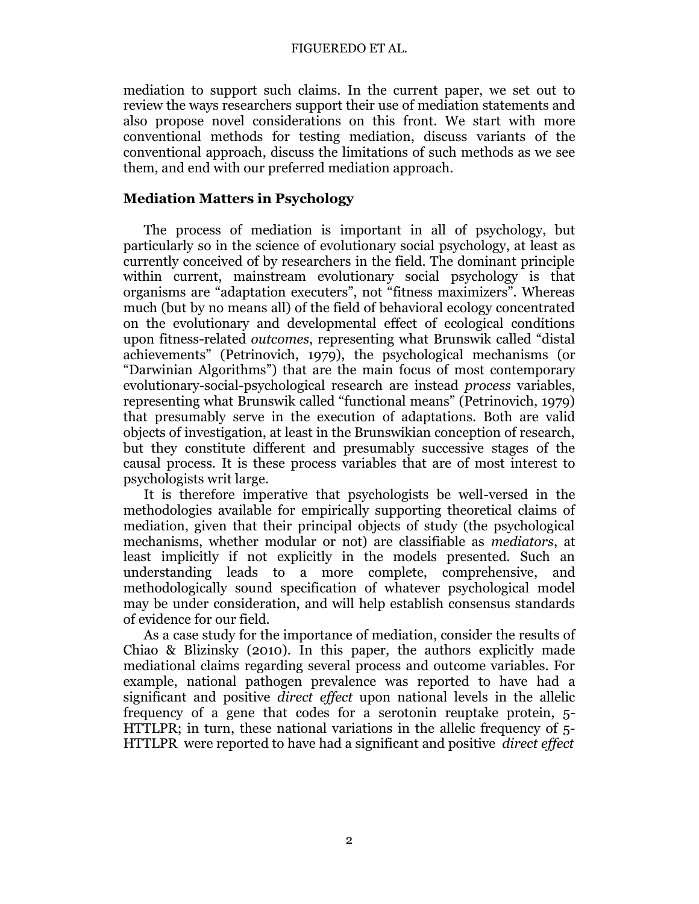mediation to support such claims. In the current paper, we set out to review the ways researchers support their use of mediation statements and also propose novel considerations on this front. We start with more conventional methods for testing mediation, discuss variants of the conventional approach, discuss the limitations of such methods as we see them, and end with our preferred mediation approach.

## Mediation Matters in Psychology

The process of mediation is important in all of psychology, but particularly so in the science of evolutionary social psychology, at least as currently conceived of by researchers in the field. The dominant principle within current, mainstream evolutionary social psychology is that organisms are "adaptation executers", not "fitness maximizers". Whereas much (but by no means all) of the field of behavioral ecology concentrated on the evolutionary and developmental effect of ecological conditions upon fitness-related *outcomes*, representing what Brunswik called "distal achievements" (Petrinovich, 1979), the psychological mechanisms (or "Darwinian Algorithms") that are the main focus of most contemporary evolutionary-social-psychological research are instead *process* variables, representing what Brunswik called "functional means" (Petrinovich, 1979) that presumably serve in the execution of adaptations. Both are valid objects of investigation, at least in the Brunswikian conception of research, but they constitute different and presumably successive stages of the causal process. It is these process variables that are of most interest to psychologists writ large.

It is therefore imperative that psychologists be well-versed in the methodologies available for empirically supporting theoretical claims of mediation, given that their principal objects of study (the psychological mechanisms, whether modular or not) are classifiable as *mediators*, at least implicitly if not explicitly in the models presented. Such an understanding leads to a more complete, comprehensive, and methodologically sound specification of whatever psychological model may be under consideration, and will help establish consensus standards of evidence for our field.

As a case study for the importance of mediation, consider the results of Chiao & Blizinsky (2010). In this paper, the authors explicitly made mediational claims regarding several process and outcome variables. For example, national pathogen prevalence was reported to have had a significant and positive *direct effect* upon national levels in the allelic frequency of a gene that codes for a serotonin reuptake protein, 5-HTTLPR; in turn, these national variations in the allelic frequency of 5-HTTLPR were reported to have had a significant and positive *direct effect*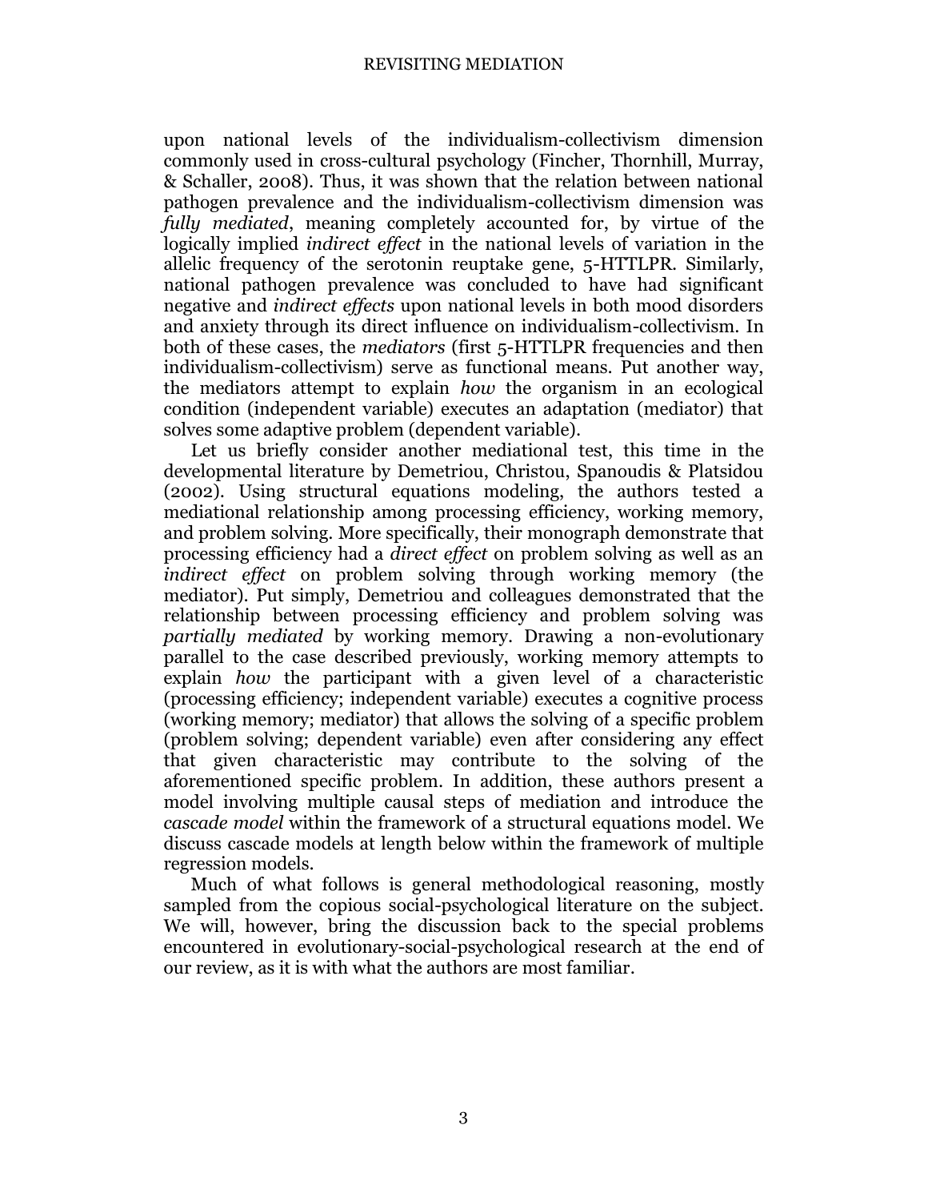upon national levels of the individualism-collectivism dimension commonly used in cross-cultural psychology (Fincher, Thornhill, Murray, & Schaller, 2008). Thus, it was shown that the relation between national pathogen prevalence and the individualism-collectivism dimension was *fully mediated*, meaning completely accounted for, by virtue of the logically implied *indirect effect* in the national levels of variation in the allelic frequency of the serotonin reuptake gene, 5-HTTLPR. Similarly, national pathogen prevalence was concluded to have had significant negative and *indirect effects* upon national levels in both mood disorders and anxiety through its direct influence on individualism-collectivism. In both of these cases, the *mediators* (first 5-HTTLPR frequencies and then individualism-collectivism) serve as functional means. Put another way, the mediators attempt to explain *how* the organism in an ecological condition (independent variable) executes an adaptation (mediator) that solves some adaptive problem (dependent variable).

Let us briefly consider another mediational test, this time in the developmental literature by Demetriou, Christou, Spanoudis & Platsidou (2002). Using structural equations modeling, the authors tested a mediational relationship among processing efficiency, working memory, and problem solving. More specifically, their monograph demonstrate that processing efficiency had a *direct effect* on problem solving as well as an *indirect effect* on problem solving through working memory (the mediator). Put simply, Demetriou and colleagues demonstrated that the relationship between processing efficiency and problem solving was *partially mediated* by working memory. Drawing a non-evolutionary parallel to the case described previously, working memory attempts to explain *how* the participant with a given level of a characteristic (processing efficiency; independent variable) executes a cognitive process (working memory; mediator) that allows the solving of a specific problem (problem solving; dependent variable) even after considering any effect that given characteristic may contribute to the solving of the aforementioned specific problem. In addition, these authors present a model involving multiple causal steps of mediation and introduce the *cascade model* within the framework of a structural equations model. We discuss cascade models at length below within the framework of multiple regression models.

Much of what follows is general methodological reasoning, mostly sampled from the copious social-psychological literature on the subject. We will, however, bring the discussion back to the special problems encountered in evolutionary-social-psychological research at the end of our review, as it is with what the authors are most familiar.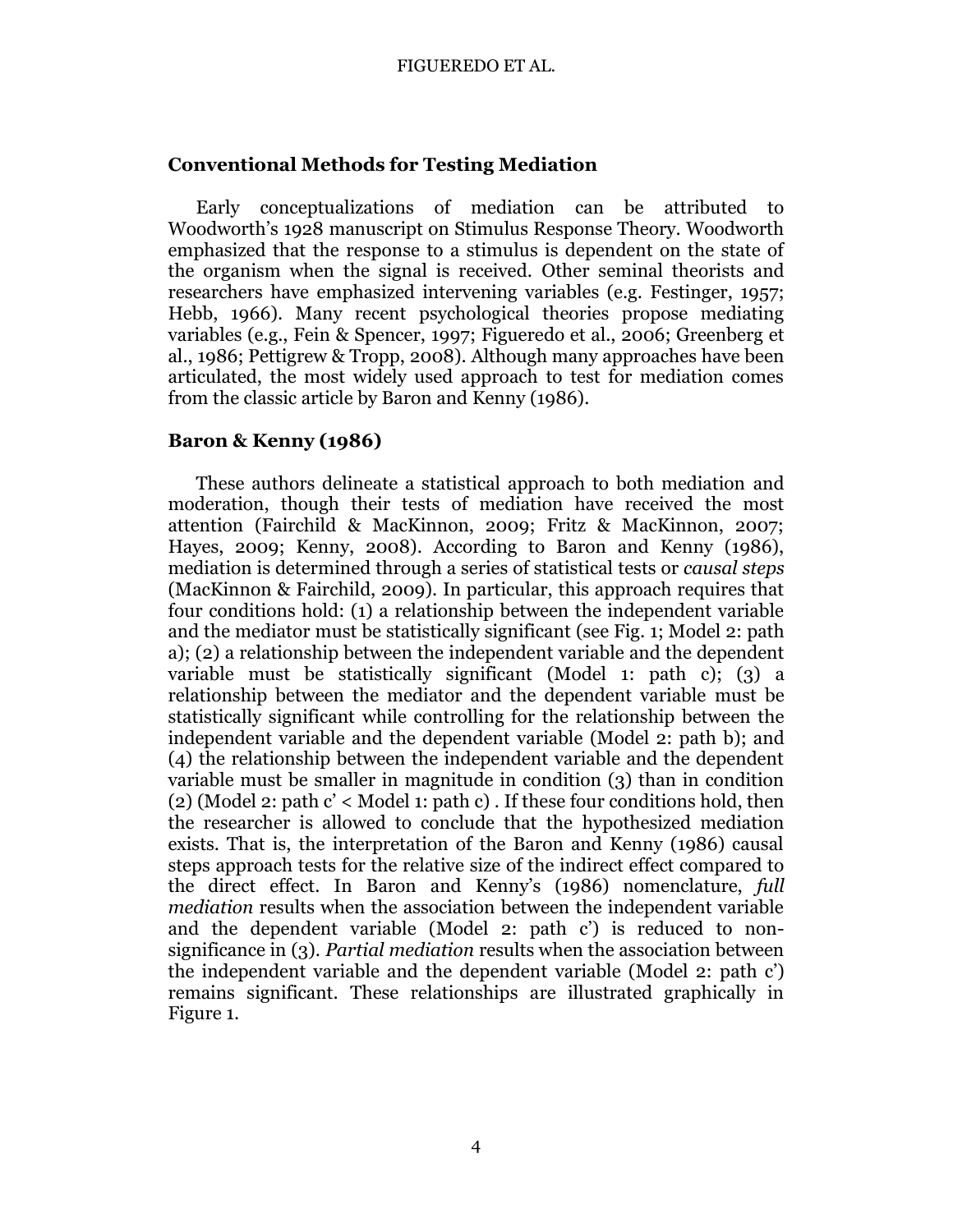## Conventional Methods for Testing Mediation

Early conceptualizations of mediation can be attributed to Woodworth's 1928 manuscript on Stimulus Response Theory. Woodworth emphasized that the response to a stimulus is dependent on the state of the organism when the signal is received. Other seminal theorists and researchers have emphasized intervening variables (e.g. Festinger, 1957; Hebb, 1966). Many recent psychological theories propose mediating variables (e.g., Fein & Spencer, 1997; Figueredo et al., 2006; Greenberg et al., 1986; Pettigrew & Tropp, 2008). Although many approaches have been articulated, the most widely used approach to test for mediation comes from the classic article by Baron and Kenny (1986).

## Baron & Kenny (1986)

These authors delineate a statistical approach to both mediation and moderation, though their tests of mediation have received the most attention (Fairchild & MacKinnon, 2009; Fritz & MacKinnon, 2007; Hayes, 2009; Kenny, 2008). According to Baron and Kenny (1986), mediation is determined through a series of statistical tests or *causal steps* (MacKinnon & Fairchild, 2009). In particular, this approach requires that four conditions hold: (1) a relationship between the independent variable and the mediator must be statistically significant (see Fig. 1; Model 2: path a); (2) a relationship between the independent variable and the dependent variable must be statistically significant (Model 1: path c); (3) a relationship between the mediator and the dependent variable must be statistically significant while controlling for the relationship between the independent variable and the dependent variable (Model 2: path b); and (4) the relationship between the independent variable and the dependent variable must be smaller in magnitude in condition (3) than in condition (2) (Model 2: path c' < Model 1: path c) . If these four conditions hold, then the researcher is allowed to conclude that the hypothesized mediation exists. That is, the interpretation of the Baron and Kenny (1986) causal steps approach tests for the relative size of the indirect effect compared to the direct effect. In Baron and Kenny's (1986) nomenclature, *full mediation* results when the association between the independent variable and the dependent variable (Model 2: path c') is reduced to non-significance in (3). *Partial mediation* results when the association between the independent variable and the dependent variable (Model 2: path c') remains significant. These relationships are illustrated graphically in Figure 1.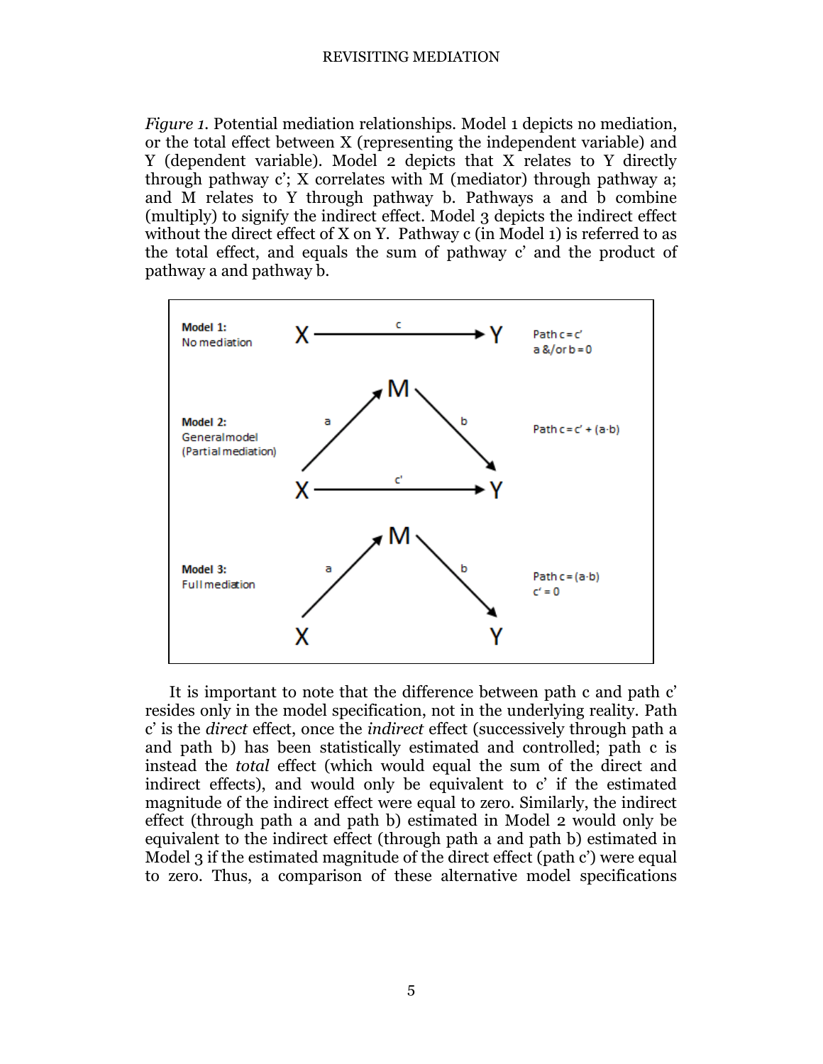*Figure 1*. Potential mediation relationships. Model 1 depicts no mediation, or the total effect between X (representing the independent variable) and Y (dependent variable). Model 2 depicts that X relates to Y directly through pathway c'; X correlates with M (mediator) through pathway a; and M relates to Y through pathway b. Pathways a and b combine (multiply) to signify the indirect effect. Model 3 depicts the indirect effect without the direct effect of X on Y. Pathway c (in Model 1) is referred to as the total effect, and equals the sum of pathway c' and the product of pathway a and pathway b.

| | | |
|---|---|---|
| **Model 1:** No mediation | X —c→ Y | Path c = c'; a &/or b = 0 |
| **Model 2:** General model (Partial mediation) | X —a→ M —b→ Y; X —c'→ Y | Path c = c' + (a·b) |
| **Model 3:** Full mediation | X —a→ M —b→ Y | Path c = (a·b); c' = 0 |

It is important to note that the difference between path c and path c' resides only in the model specification, not in the underlying reality. Path c' is the *direct* effect, once the *indirect* effect (successively through path a and path b) has been statistically estimated and controlled; path c is instead the *total* effect (which would equal the sum of the direct and indirect effects), and would only be equivalent to c' if the estimated magnitude of the indirect effect were equal to zero. Similarly, the indirect effect (through path a and path b) estimated in Model 2 would only be equivalent to the indirect effect (through path a and path b) estimated in Model 3 if the estimated magnitude of the direct effect (path c') were equal to zero. Thus, a comparison of these alternative model specifications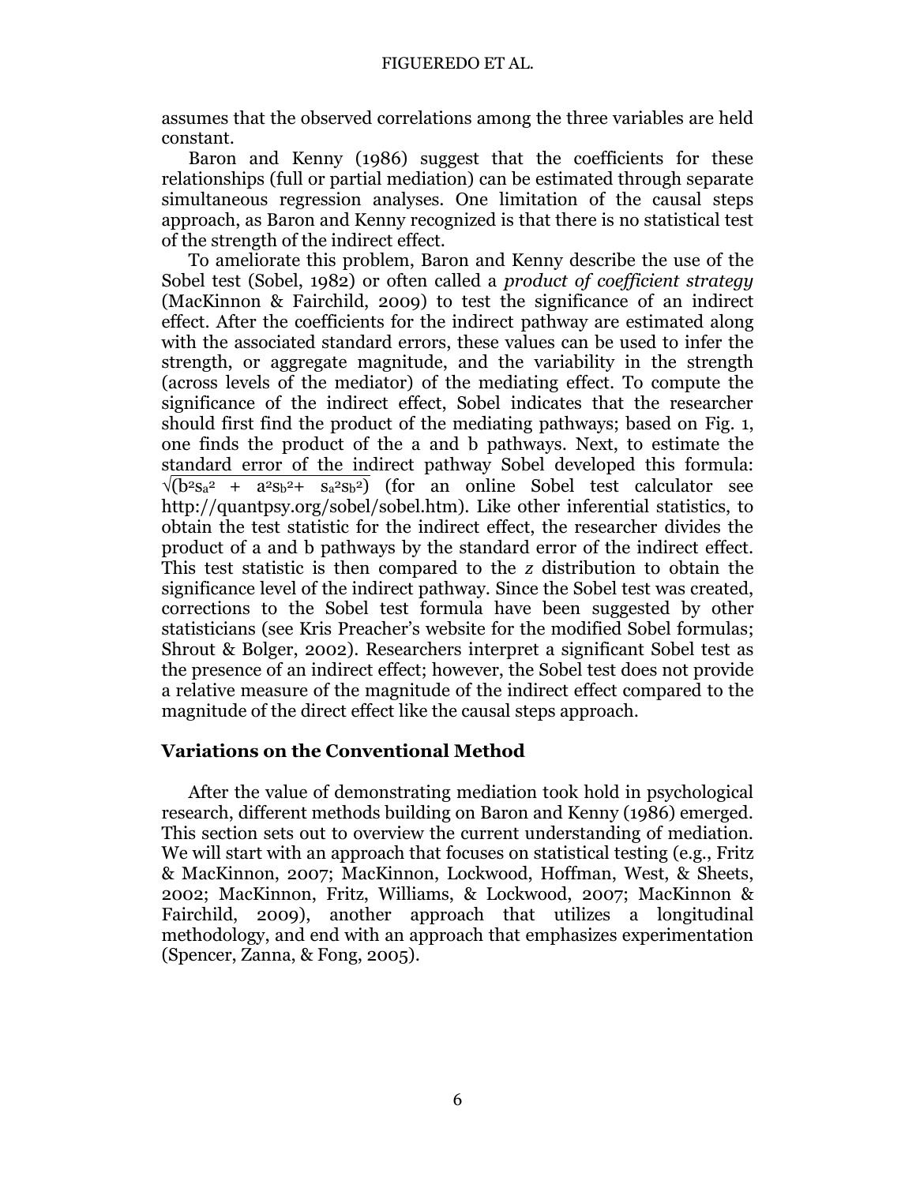assumes that the observed correlations among the three variables are held constant.

Baron and Kenny (1986) suggest that the coefficients for these relationships (full or partial mediation) can be estimated through separate simultaneous regression analyses. One limitation of the causal steps approach, as Baron and Kenny recognized is that there is no statistical test of the strength of the indirect effect.

To ameliorate this problem, Baron and Kenny describe the use of the Sobel test (Sobel, 1982) or often called a *product of coefficient strategy* (MacKinnon & Fairchild, 2009) to test the significance of an indirect effect. After the coefficients for the indirect pathway are estimated along with the associated standard errors, these values can be used to infer the strength, or aggregate magnitude, and the variability in the strength (across levels of the mediator) of the mediating effect. To compute the significance of the indirect effect, Sobel indicates that the researcher should first find the product of the mediating pathways; based on Fig. 1, one finds the product of the a and b pathways. Next, to estimate the standard error of the indirect pathway Sobel developed this formula: $\sqrt{(b^2s_a^2 + a^2s_b^2 + s_a^2s_b^2)}$ (for an online Sobel test calculator see http://quantpsy.org/sobel/sobel.htm). Like other inferential statistics, to obtain the test statistic for the indirect effect, the researcher divides the product of a and b pathways by the standard error of the indirect effect. This test statistic is then compared to the *z* distribution to obtain the significance level of the indirect pathway. Since the Sobel test was created, corrections to the Sobel test formula have been suggested by other statisticians (see Kris Preacher's website for the modified Sobel formulas; Shrout & Bolger, 2002). Researchers interpret a significant Sobel test as the presence of an indirect effect; however, the Sobel test does not provide a relative measure of the magnitude of the indirect effect compared to the magnitude of the direct effect like the causal steps approach.

## Variations on the Conventional Method

After the value of demonstrating mediation took hold in psychological research, different methods building on Baron and Kenny (1986) emerged. This section sets out to overview the current understanding of mediation. We will start with an approach that focuses on statistical testing (e.g., Fritz & MacKinnon, 2007; MacKinnon, Lockwood, Hoffman, West, & Sheets, 2002; MacKinnon, Fritz, Williams, & Lockwood, 2007; MacKinnon & Fairchild, 2009), another approach that utilizes a longitudinal methodology, and end with an approach that emphasizes experimentation (Spencer, Zanna, & Fong, 2005).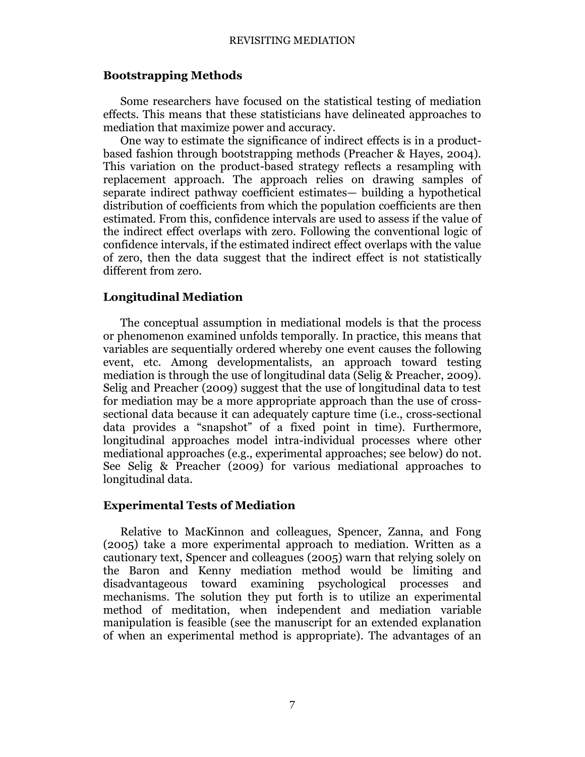## Bootstrapping Methods

Some researchers have focused on the statistical testing of mediation effects. This means that these statisticians have delineated approaches to mediation that maximize power and accuracy.

One way to estimate the significance of indirect effects is in a product-based fashion through bootstrapping methods (Preacher & Hayes, 2004). This variation on the product-based strategy reflects a resampling with replacement approach. The approach relies on drawing samples of separate indirect pathway coefficient estimates— building a hypothetical distribution of coefficients from which the population coefficients are then estimated. From this, confidence intervals are used to assess if the value of the indirect effect overlaps with zero. Following the conventional logic of confidence intervals, if the estimated indirect effect overlaps with the value of zero, then the data suggest that the indirect effect is not statistically different from zero.

## Longitudinal Mediation

The conceptual assumption in mediational models is that the process or phenomenon examined unfolds temporally. In practice, this means that variables are sequentially ordered whereby one event causes the following event, etc. Among developmentalists, an approach toward testing mediation is through the use of longitudinal data (Selig & Preacher, 2009). Selig and Preacher (2009) suggest that the use of longitudinal data to test for mediation may be a more appropriate approach than the use of cross-sectional data because it can adequately capture time (i.e., cross-sectional data provides a "snapshot" of a fixed point in time). Furthermore, longitudinal approaches model intra-individual processes where other mediational approaches (e.g., experimental approaches; see below) do not. See Selig & Preacher (2009) for various mediational approaches to longitudinal data.

## Experimental Tests of Mediation

Relative to MacKinnon and colleagues, Spencer, Zanna, and Fong (2005) take a more experimental approach to mediation. Written as a cautionary text, Spencer and colleagues (2005) warn that relying solely on the Baron and Kenny mediation method would be limiting and disadvantageous toward examining psychological processes and mechanisms. The solution they put forth is to utilize an experimental method of meditation, when independent and mediation variable manipulation is feasible (see the manuscript for an extended explanation of when an experimental method is appropriate). The advantages of an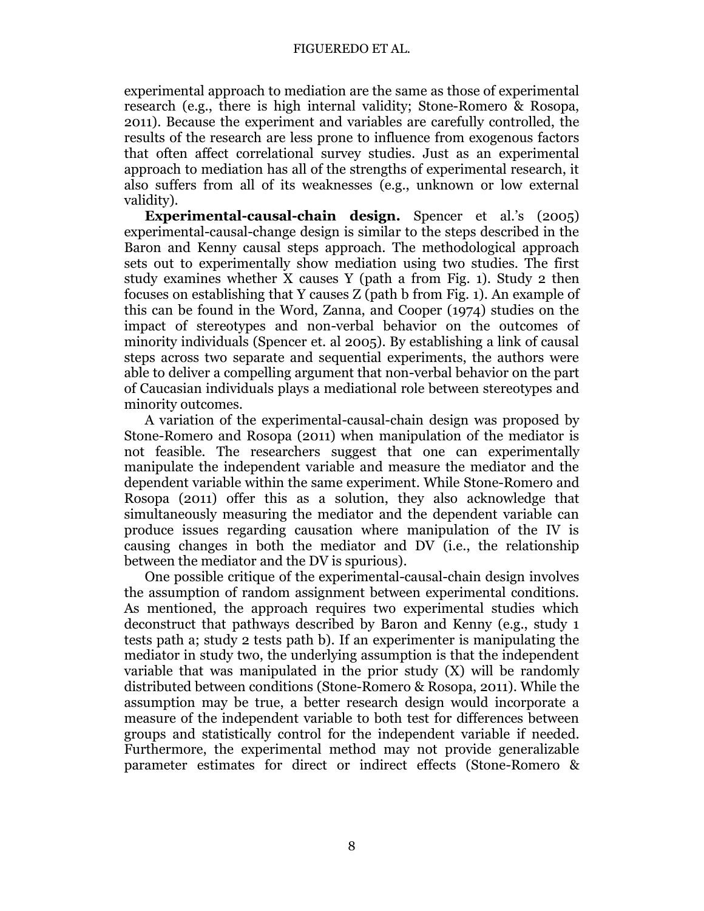experimental approach to mediation are the same as those of experimental research (e.g., there is high internal validity; Stone-Romero & Rosopa, 2011). Because the experiment and variables are carefully controlled, the results of the research are less prone to influence from exogenous factors that often affect correlational survey studies. Just as an experimental approach to mediation has all of the strengths of experimental research, it also suffers from all of its weaknesses (e.g., unknown or low external validity).

**Experimental-causal-chain design.** Spencer et al.'s (2005) experimental-causal-change design is similar to the steps described in the Baron and Kenny causal steps approach. The methodological approach sets out to experimentally show mediation using two studies. The first study examines whether X causes Y (path a from Fig. 1). Study 2 then focuses on establishing that Y causes Z (path b from Fig. 1). An example of this can be found in the Word, Zanna, and Cooper (1974) studies on the impact of stereotypes and non-verbal behavior on the outcomes of minority individuals (Spencer et. al 2005). By establishing a link of causal steps across two separate and sequential experiments, the authors were able to deliver a compelling argument that non-verbal behavior on the part of Caucasian individuals plays a mediational role between stereotypes and minority outcomes.

A variation of the experimental-causal-chain design was proposed by Stone-Romero and Rosopa (2011) when manipulation of the mediator is not feasible. The researchers suggest that one can experimentally manipulate the independent variable and measure the mediator and the dependent variable within the same experiment. While Stone-Romero and Rosopa (2011) offer this as a solution, they also acknowledge that simultaneously measuring the mediator and the dependent variable can produce issues regarding causation where manipulation of the IV is causing changes in both the mediator and DV (i.e., the relationship between the mediator and the DV is spurious).

One possible critique of the experimental-causal-chain design involves the assumption of random assignment between experimental conditions. As mentioned, the approach requires two experimental studies which deconstruct that pathways described by Baron and Kenny (e.g., study 1 tests path a; study 2 tests path b). If an experimenter is manipulating the mediator in study two, the underlying assumption is that the independent variable that was manipulated in the prior study (X) will be randomly distributed between conditions (Stone-Romero & Rosopa, 2011). While the assumption may be true, a better research design would incorporate a measure of the independent variable to both test for differences between groups and statistically control for the independent variable if needed. Furthermore, the experimental method may not provide generalizable parameter estimates for direct or indirect effects (Stone-Romero &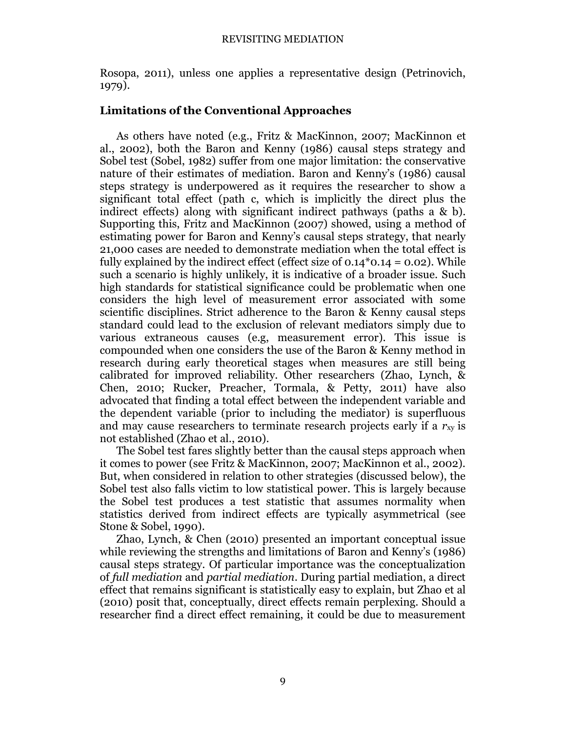Rosopa, 2011), unless one applies a representative design (Petrinovich, 1979).

## Limitations of the Conventional Approaches

As others have noted (e.g., Fritz & MacKinnon, 2007; MacKinnon et al., 2002), both the Baron and Kenny (1986) causal steps strategy and Sobel test (Sobel, 1982) suffer from one major limitation: the conservative nature of their estimates of mediation. Baron and Kenny's (1986) causal steps strategy is underpowered as it requires the researcher to show a significant total effect (path c, which is implicitly the direct plus the indirect effects) along with significant indirect pathways (paths a & b). Supporting this, Fritz and MacKinnon (2007) showed, using a method of estimating power for Baron and Kenny's causal steps strategy, that nearly 21,000 cases are needed to demonstrate mediation when the total effect is fully explained by the indirect effect (effect size of $0.14*0.14 = 0.02$). While such a scenario is highly unlikely, it is indicative of a broader issue. Such high standards for statistical significance could be problematic when one considers the high level of measurement error associated with some scientific disciplines. Strict adherence to the Baron & Kenny causal steps standard could lead to the exclusion of relevant mediators simply due to various extraneous causes (e.g, measurement error). This issue is compounded when one considers the use of the Baron & Kenny method in research during early theoretical stages when measures are still being calibrated for improved reliability. Other researchers (Zhao, Lynch, & Chen, 2010; Rucker, Preacher, Tormala, & Petty, 2011) have also advocated that finding a total effect between the independent variable and the dependent variable (prior to including the mediator) is superfluous and may cause researchers to terminate research projects early if a $r_{xy}$ is not established (Zhao et al., 2010).

The Sobel test fares slightly better than the causal steps approach when it comes to power (see Fritz & MacKinnon, 2007; MacKinnon et al., 2002). But, when considered in relation to other strategies (discussed below), the Sobel test also falls victim to low statistical power. This is largely because the Sobel test produces a test statistic that assumes normality when statistics derived from indirect effects are typically asymmetrical (see Stone & Sobel, 1990).

Zhao, Lynch, & Chen (2010) presented an important conceptual issue while reviewing the strengths and limitations of Baron and Kenny's (1986) causal steps strategy. Of particular importance was the conceptualization of *full mediation* and *partial mediation*. During partial mediation, a direct effect that remains significant is statistically easy to explain, but Zhao et al (2010) posit that, conceptually, direct effects remain perplexing. Should a researcher find a direct effect remaining, it could be due to measurement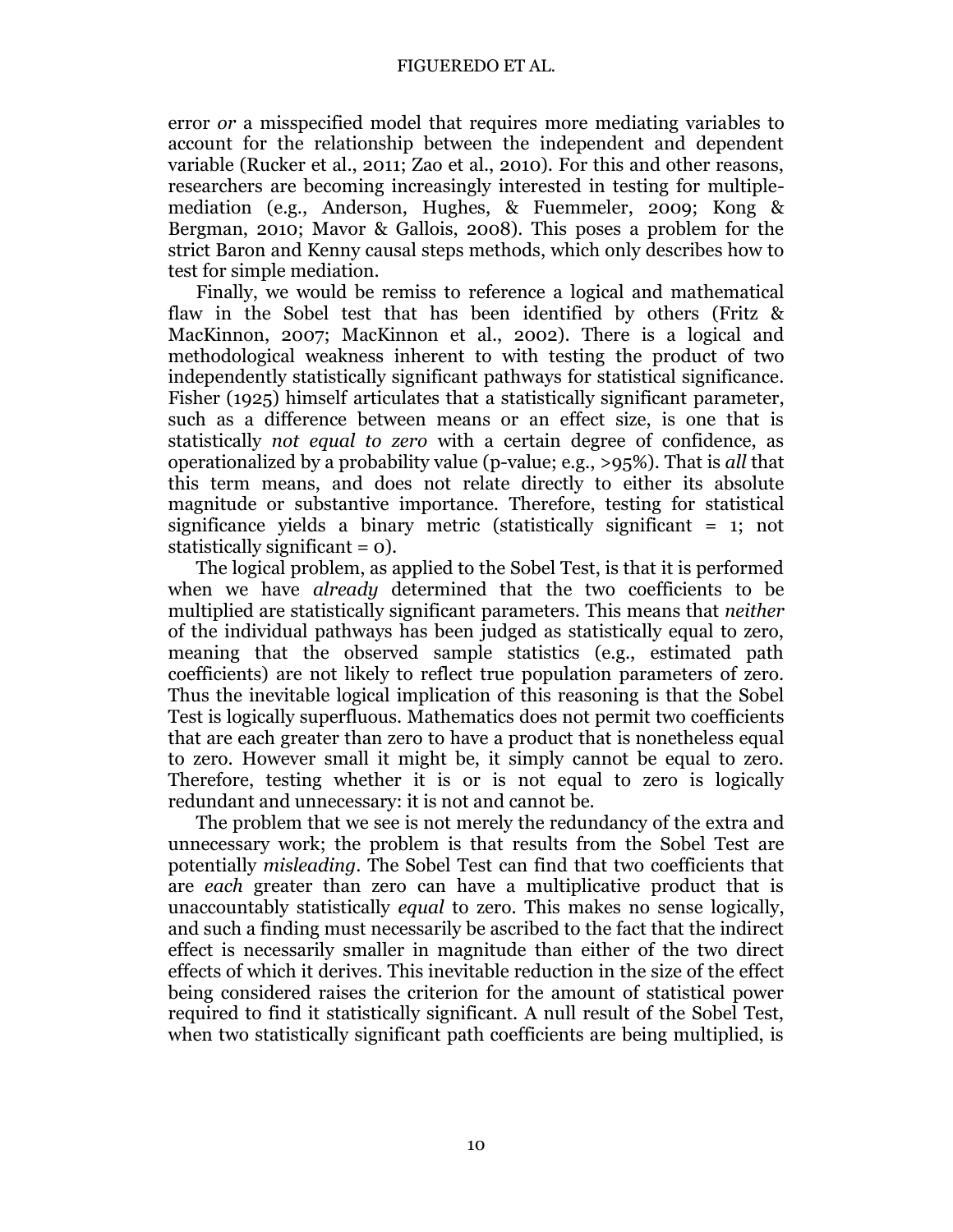error *or* a misspecified model that requires more mediating variables to account for the relationship between the independent and dependent variable (Rucker et al., 2011; Zao et al., 2010). For this and other reasons, researchers are becoming increasingly interested in testing for multiple-mediation (e.g., Anderson, Hughes, & Fuemmeler, 2009; Kong & Bergman, 2010; Mavor & Gallois, 2008). This poses a problem for the strict Baron and Kenny causal steps methods, which only describes how to test for simple mediation.

Finally, we would be remiss to reference a logical and mathematical flaw in the Sobel test that has been identified by others (Fritz & MacKinnon, 2007; MacKinnon et al., 2002). There is a logical and methodological weakness inherent to with testing the product of two independently statistically significant pathways for statistical significance. Fisher (1925) himself articulates that a statistically significant parameter, such as a difference between means or an effect size, is one that is statistically *not equal to zero* with a certain degree of confidence, as operationalized by a probability value (p-value; e.g., >95%). That is *all* that this term means, and does not relate directly to either its absolute magnitude or substantive importance. Therefore, testing for statistical significance yields a binary metric (statistically significant = 1; not statistically significant = 0).

The logical problem, as applied to the Sobel Test, is that it is performed when we have *already* determined that the two coefficients to be multiplied are statistically significant parameters. This means that *neither* of the individual pathways has been judged as statistically equal to zero, meaning that the observed sample statistics (e.g., estimated path coefficients) are not likely to reflect true population parameters of zero. Thus the inevitable logical implication of this reasoning is that the Sobel Test is logically superfluous. Mathematics does not permit two coefficients that are each greater than zero to have a product that is nonetheless equal to zero. However small it might be, it simply cannot be equal to zero. Therefore, testing whether it is or is not equal to zero is logically redundant and unnecessary: it is not and cannot be.

The problem that we see is not merely the redundancy of the extra and unnecessary work; the problem is that results from the Sobel Test are potentially *misleading*. The Sobel Test can find that two coefficients that are *each* greater than zero can have a multiplicative product that is unaccountably statistically *equal* to zero. This makes no sense logically, and such a finding must necessarily be ascribed to the fact that the indirect effect is necessarily smaller in magnitude than either of the two direct effects of which it derives. This inevitable reduction in the size of the effect being considered raises the criterion for the amount of statistical power required to find it statistically significant. A null result of the Sobel Test, when two statistically significant path coefficients are being multiplied, is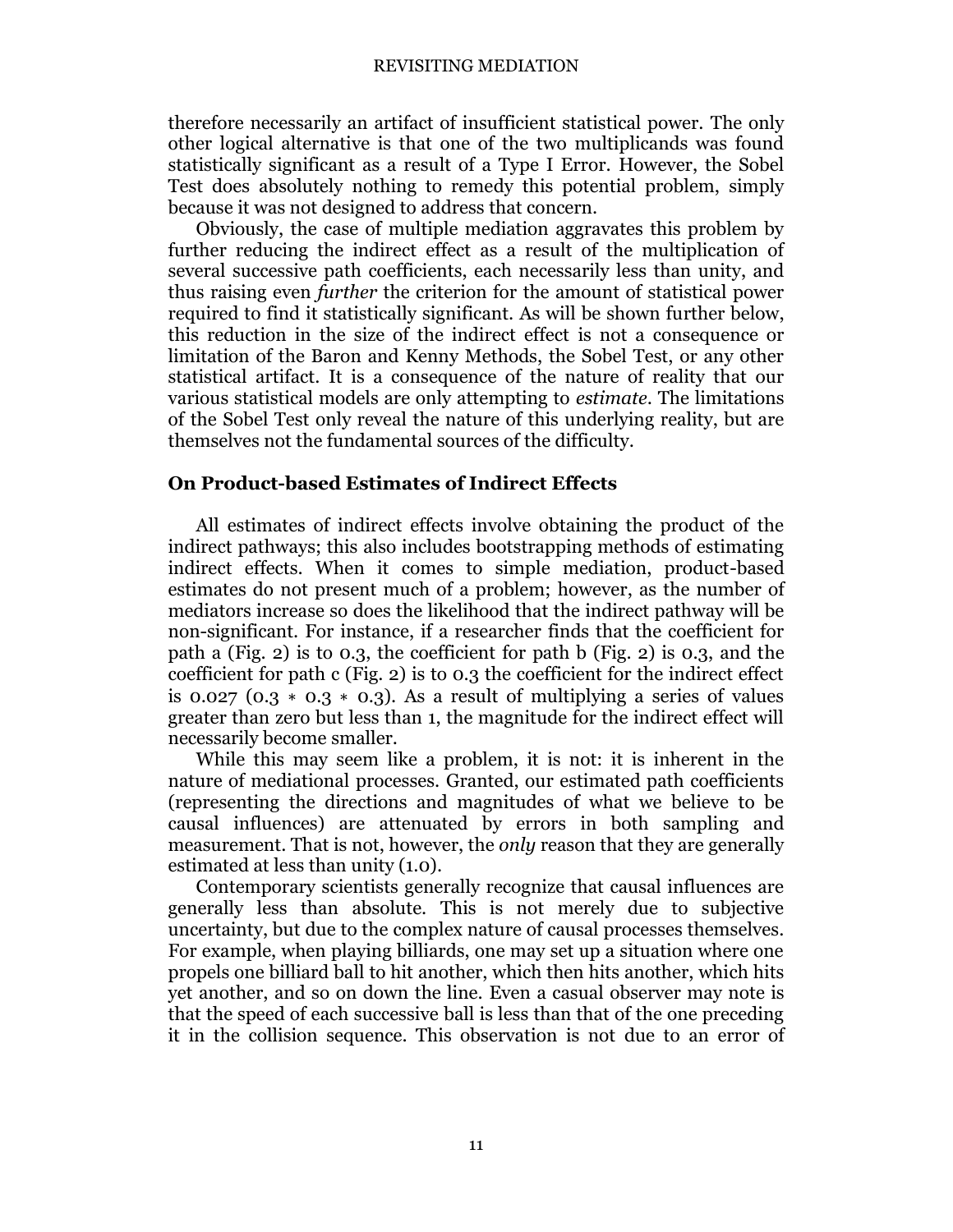therefore necessarily an artifact of insufficient statistical power. The only other logical alternative is that one of the two multiplicands was found statistically significant as a result of a Type I Error. However, the Sobel Test does absolutely nothing to remedy this potential problem, simply because it was not designed to address that concern.

Obviously, the case of multiple mediation aggravates this problem by further reducing the indirect effect as a result of the multiplication of several successive path coefficients, each necessarily less than unity, and thus raising even *further* the criterion for the amount of statistical power required to find it statistically significant. As will be shown further below, this reduction in the size of the indirect effect is not a consequence or limitation of the Baron and Kenny Methods, the Sobel Test, or any other statistical artifact. It is a consequence of the nature of reality that our various statistical models are only attempting to *estimate*. The limitations of the Sobel Test only reveal the nature of this underlying reality, but are themselves not the fundamental sources of the difficulty.

## On Product-based Estimates of Indirect Effects

All estimates of indirect effects involve obtaining the product of the indirect pathways; this also includes bootstrapping methods of estimating indirect effects. When it comes to simple mediation, product-based estimates do not present much of a problem; however, as the number of mediators increase so does the likelihood that the indirect pathway will be non-significant. For instance, if a researcher finds that the coefficient for path a (Fig. 2) is to 0.3, the coefficient for path b (Fig. 2) is 0.3, and the coefficient for path c (Fig. 2) is to 0.3 the coefficient for the indirect effect is 0.027 ($0.3 * 0.3 * 0.3$). As a result of multiplying a series of values greater than zero but less than 1, the magnitude for the indirect effect will necessarily become smaller.

While this may seem like a problem, it is not: it is inherent in the nature of mediational processes. Granted, our estimated path coefficients (representing the directions and magnitudes of what we believe to be causal influences) are attenuated by errors in both sampling and measurement. That is not, however, the *only* reason that they are generally estimated at less than unity (1.0).

Contemporary scientists generally recognize that causal influences are generally less than absolute. This is not merely due to subjective uncertainty, but due to the complex nature of causal processes themselves. For example, when playing billiards, one may set up a situation where one propels one billiard ball to hit another, which then hits another, which hits yet another, and so on down the line. Even a casual observer may note is that the speed of each successive ball is less than that of the one preceding it in the collision sequence. This observation is not due to an error of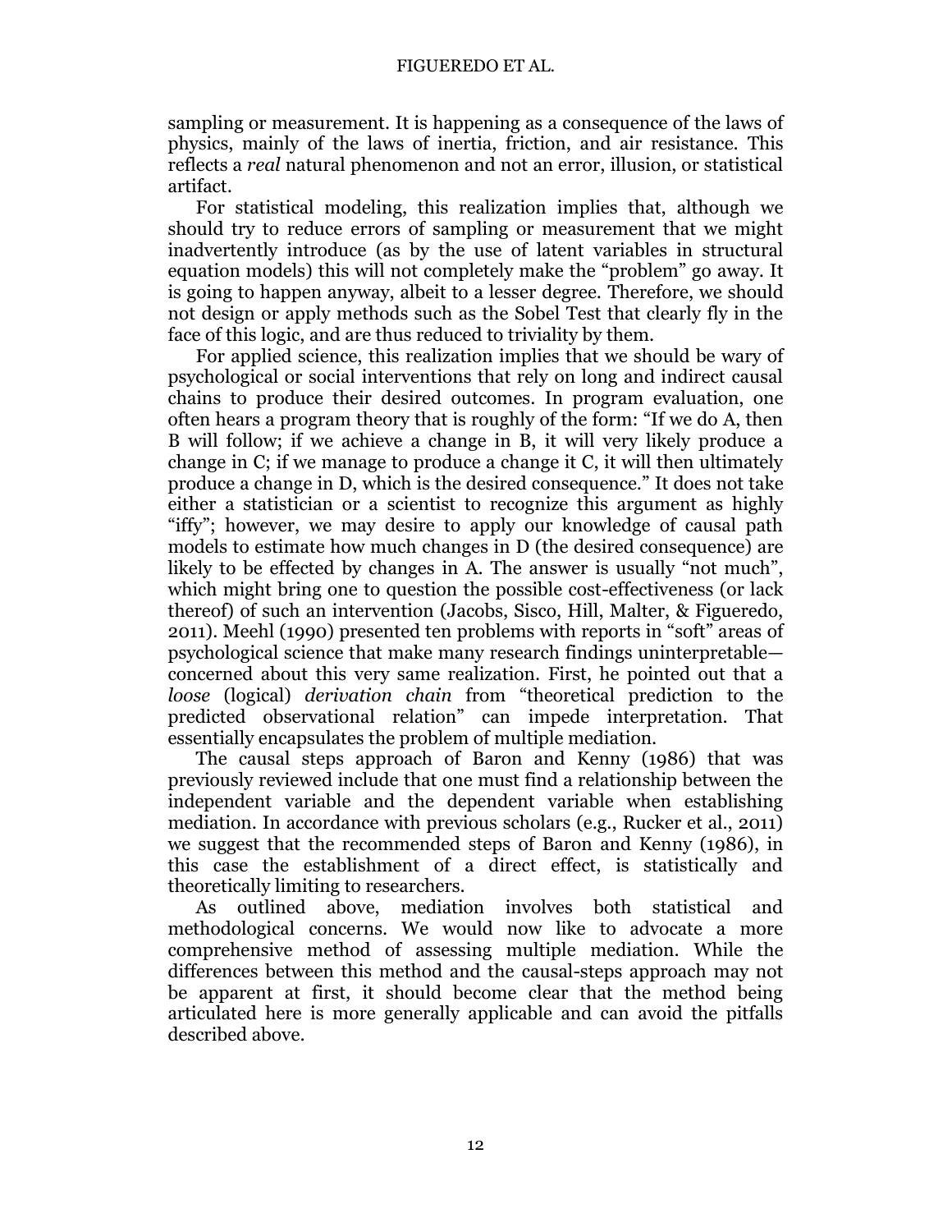sampling or measurement. It is happening as a consequence of the laws of physics, mainly of the laws of inertia, friction, and air resistance. This reflects a *real* natural phenomenon and not an error, illusion, or statistical artifact.

For statistical modeling, this realization implies that, although we should try to reduce errors of sampling or measurement that we might inadvertently introduce (as by the use of latent variables in structural equation models) this will not completely make the "problem" go away. It is going to happen anyway, albeit to a lesser degree. Therefore, we should not design or apply methods such as the Sobel Test that clearly fly in the face of this logic, and are thus reduced to triviality by them.

For applied science, this realization implies that we should be wary of psychological or social interventions that rely on long and indirect causal chains to produce their desired outcomes. In program evaluation, one often hears a program theory that is roughly of the form: "If we do A, then B will follow; if we achieve a change in B, it will very likely produce a change in C; if we manage to produce a change it C, it will then ultimately produce a change in D, which is the desired consequence." It does not take either a statistician or a scientist to recognize this argument as highly "iffy"; however, we may desire to apply our knowledge of causal path models to estimate how much changes in D (the desired consequence) are likely to be effected by changes in A. The answer is usually "not much", which might bring one to question the possible cost-effectiveness (or lack thereof) of such an intervention (Jacobs, Sisco, Hill, Malter, & Figueredo, 2011). Meehl (1990) presented ten problems with reports in "soft" areas of psychological science that make many research findings uninterpretable—concerned about this very same realization. First, he pointed out that a *loose* (logical) *derivation chain* from "theoretical prediction to the predicted observational relation" can impede interpretation. That essentially encapsulates the problem of multiple mediation.

The causal steps approach of Baron and Kenny (1986) that was previously reviewed include that one must find a relationship between the independent variable and the dependent variable when establishing mediation. In accordance with previous scholars (e.g., Rucker et al., 2011) we suggest that the recommended steps of Baron and Kenny (1986), in this case the establishment of a direct effect, is statistically and theoretically limiting to researchers.

As outlined above, mediation involves both statistical and methodological concerns. We would now like to advocate a more comprehensive method of assessing multiple mediation. While the differences between this method and the causal-steps approach may not be apparent at first, it should become clear that the method being articulated here is more generally applicable and can avoid the pitfalls described above.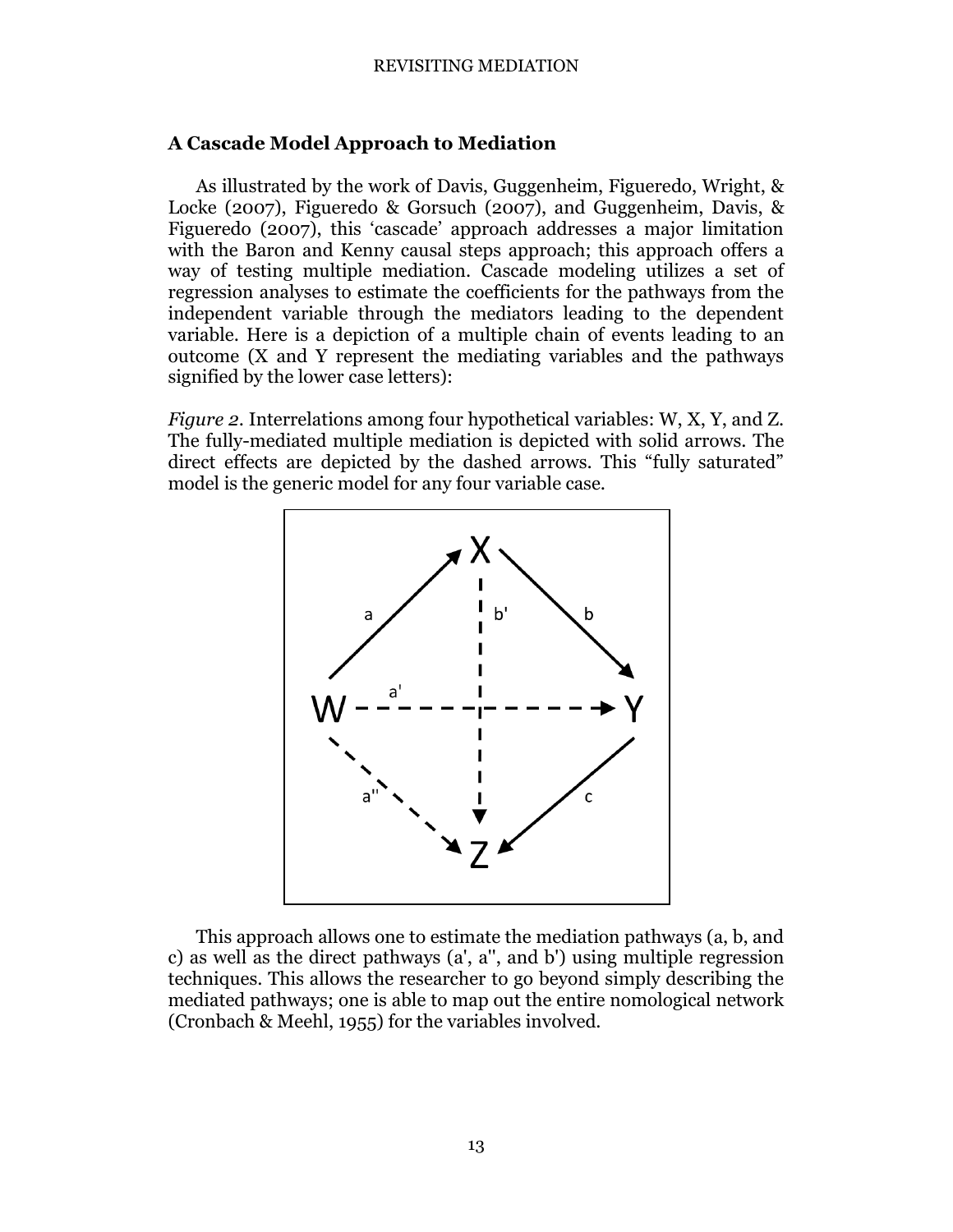### A Cascade Model Approach to Mediation

As illustrated by the work of Davis, Guggenheim, Figueredo, Wright, & Locke (2007), Figueredo & Gorsuch (2007), and Guggenheim, Davis, & Figueredo (2007), this 'cascade' approach addresses a major limitation with the Baron and Kenny causal steps approach; this approach offers a way of testing multiple mediation. Cascade modeling utilizes a set of regression analyses to estimate the coefficients for the pathways from the independent variable through the mediators leading to the dependent variable. Here is a depiction of a multiple chain of events leading to an outcome (X and Y represent the mediating variables and the pathways signified by the lower case letters):

*Figure 2.* Interrelations among four hypothetical variables: W, X, Y, and Z. The fully-mediated multiple mediation is depicted with solid arrows. The direct effects are depicted by the dashed arrows. This "fully saturated" model is the generic model for any four variable case.

This approach allows one to estimate the mediation pathways (a, b, and c) as well as the direct pathways (a', a'', and b') using multiple regression techniques. This allows the researcher to go beyond simply describing the mediated pathways; one is able to map out the entire nomological network (Cronbach & Meehl, 1955) for the variables involved.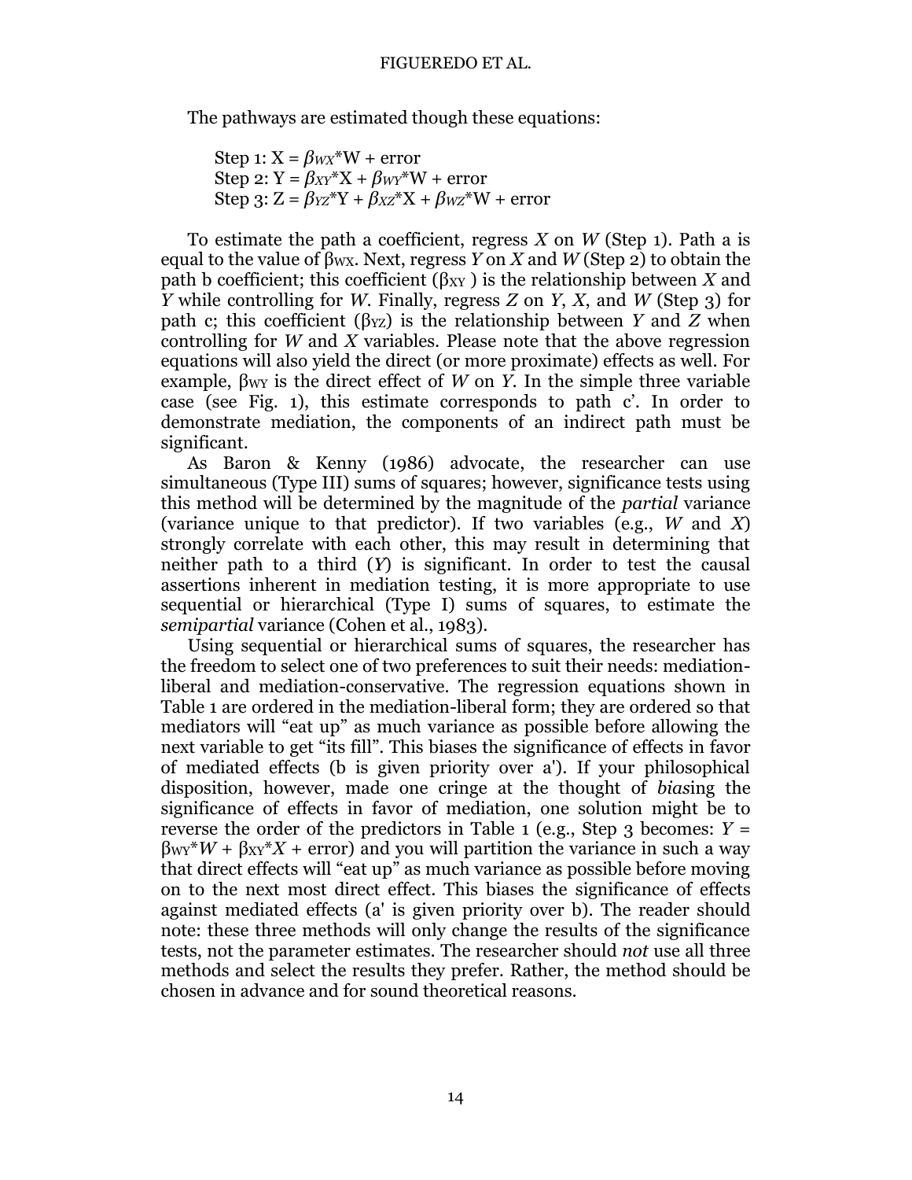The pathways are estimated though these equations:

Step 1: $X = \beta_{WX}$*W + error
Step 2: $Y = \beta_{XY}$*X + $\beta_{WY}$*W + error
Step 3: $Z = \beta_{YZ}$*Y + $\beta_{XZ}$*X + $\beta_{WZ}$*W + error

To estimate the path a coefficient, regress *X* on *W* (Step 1). Path a is equal to the value of $\beta_{WX}$. Next, regress *Y* on *X* and *W* (Step 2) to obtain the path b coefficient; this coefficient ($\beta_{XY}$ ) is the relationship between *X* and *Y* while controlling for *W*. Finally, regress *Z* on *Y*, *X*, and *W* (Step 3) for path c; this coefficient ($\beta_{YZ}$) is the relationship between *Y* and *Z* when controlling for *W* and *X* variables. Please note that the above regression equations will also yield the direct (or more proximate) effects as well. For example, $\beta_{WY}$ is the direct effect of *W* on *Y*. In the simple three variable case (see Fig. 1), this estimate corresponds to path c'. In order to demonstrate mediation, the components of an indirect path must be significant.

As Baron & Kenny (1986) advocate, the researcher can use simultaneous (Type III) sums of squares; however, significance tests using this method will be determined by the magnitude of the *partial* variance (variance unique to that predictor). If two variables (e.g., *W* and *X*) strongly correlate with each other, this may result in determining that neither path to a third (*Y*) is significant. In order to test the causal assertions inherent in mediation testing, it is more appropriate to use sequential or hierarchical (Type I) sums of squares, to estimate the *semipartial* variance (Cohen et al., 1983).

Using sequential or hierarchical sums of squares, the researcher has the freedom to select one of two preferences to suit their needs: mediation-liberal and mediation-conservative. The regression equations shown in Table 1 are ordered in the mediation-liberal form; they are ordered so that mediators will "eat up" as much variance as possible before allowing the next variable to get "its fill". This biases the significance of effects in favor of mediated effects (b is given priority over a'). If your philosophical disposition, however, made one cringe at the thought of *bias*ing the significance of effects in favor of mediation, one solution might be to reverse the order of the predictors in Table 1 (e.g., Step 3 becomes: $Y = \beta_{WY}*W + \beta_{XY}*X$ + error) and you will partition the variance in such a way that direct effects will "eat up" as much variance as possible before moving on to the next most direct effect. This biases the significance of effects against mediated effects (a' is given priority over b). The reader should note: these three methods will only change the results of the significance tests, not the parameter estimates. The researcher should *not* use all three methods and select the results they prefer. Rather, the method should be chosen in advance and for sound theoretical reasons.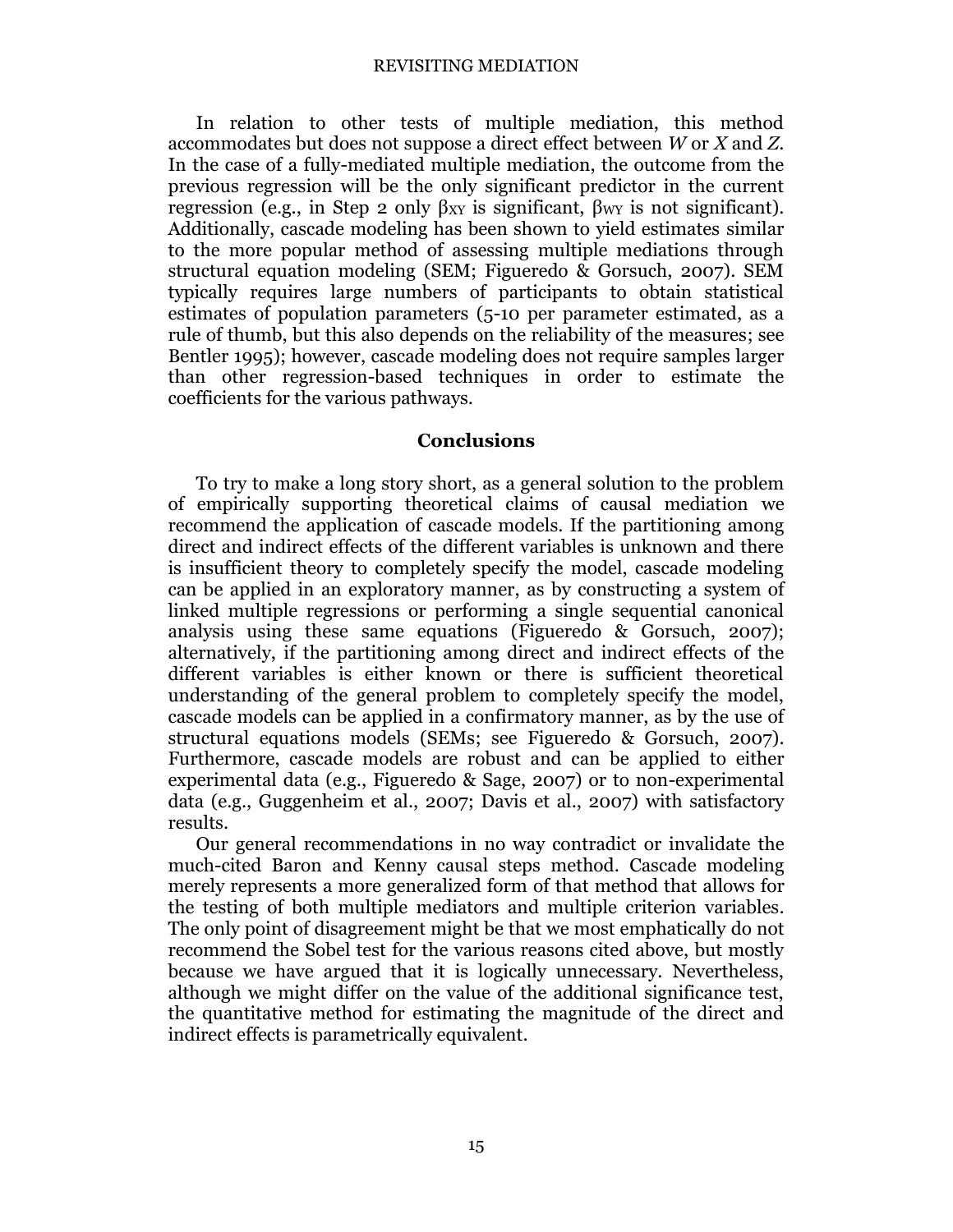In relation to other tests of multiple mediation, this method accommodates but does not suppose a direct effect between *W* or *X* and *Z*. In the case of a fully-mediated multiple mediation, the outcome from the previous regression will be the only significant predictor in the current regression (e.g., in Step 2 only $\beta_{XY}$ is significant, $\beta_{WY}$ is not significant). Additionally, cascade modeling has been shown to yield estimates similar to the more popular method of assessing multiple mediations through structural equation modeling (SEM; Figueredo & Gorsuch, 2007). SEM typically requires large numbers of participants to obtain statistical estimates of population parameters (5-10 per parameter estimated, as a rule of thumb, but this also depends on the reliability of the measures; see Bentler 1995); however, cascade modeling does not require samples larger than other regression-based techniques in order to estimate the coefficients for the various pathways.

## Conclusions

To try to make a long story short, as a general solution to the problem of empirically supporting theoretical claims of causal mediation we recommend the application of cascade models. If the partitioning among direct and indirect effects of the different variables is unknown and there is insufficient theory to completely specify the model, cascade modeling can be applied in an exploratory manner, as by constructing a system of linked multiple regressions or performing a single sequential canonical analysis using these same equations (Figueredo & Gorsuch, 2007); alternatively, if the partitioning among direct and indirect effects of the different variables is either known or there is sufficient theoretical understanding of the general problem to completely specify the model, cascade models can be applied in a confirmatory manner, as by the use of structural equations models (SEMs; see Figueredo & Gorsuch, 2007). Furthermore, cascade models are robust and can be applied to either experimental data (e.g., Figueredo & Sage, 2007) or to non-experimental data (e.g., Guggenheim et al., 2007; Davis et al., 2007) with satisfactory results.

Our general recommendations in no way contradict or invalidate the much-cited Baron and Kenny causal steps method. Cascade modeling merely represents a more generalized form of that method that allows for the testing of both multiple mediators and multiple criterion variables. The only point of disagreement might be that we most emphatically do not recommend the Sobel test for the various reasons cited above, but mostly because we have argued that it is logically unnecessary. Nevertheless, although we might differ on the value of the additional significance test, the quantitative method for estimating the magnitude of the direct and indirect effects is parametrically equivalent.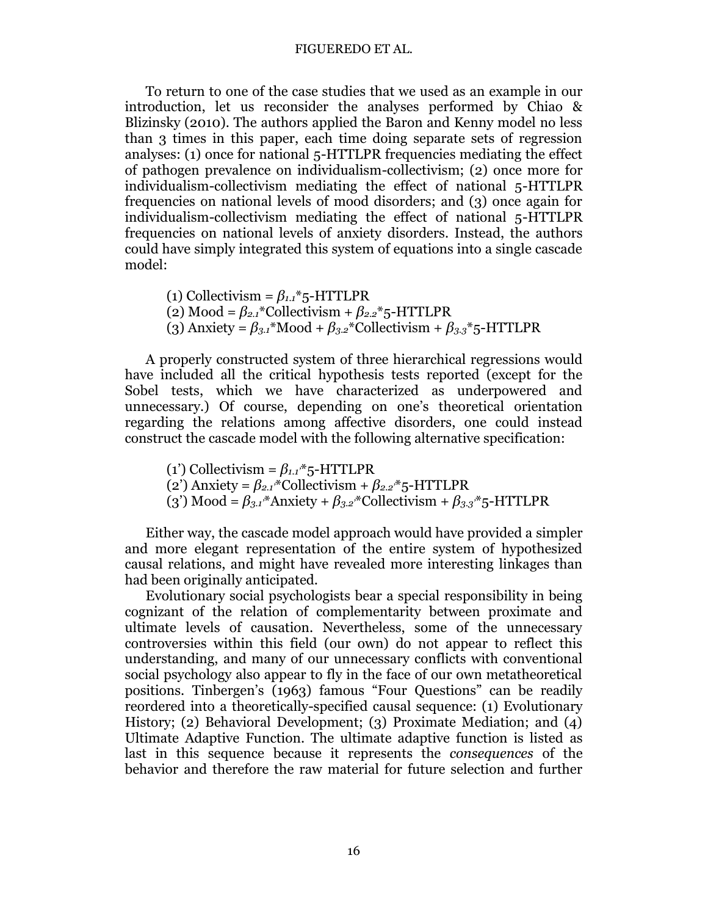To return to one of the case studies that we used as an example in our introduction, let us reconsider the analyses performed by Chiao & Blizinsky (2010). The authors applied the Baron and Kenny model no less than 3 times in this paper, each time doing separate sets of regression analyses: (1) once for national 5-HTTLPR frequencies mediating the effect of pathogen prevalence on individualism-collectivism; (2) once more for individualism-collectivism mediating the effect of national 5-HTTLPR frequencies on national levels of mood disorders; and (3) once again for individualism-collectivism mediating the effect of national 5-HTTLPR frequencies on national levels of anxiety disorders. Instead, the authors could have simply integrated this system of equations into a single cascade model:

(1) Collectivism = $\beta_{1.1}$*5-HTTLPR
(2) Mood = $\beta_{2.1}$*Collectivism + $\beta_{2.2}$*5-HTTLPR
(3) Anxiety = $\beta_{3.1}$*Mood + $\beta_{3.2}$*Collectivism + $\beta_{3.3}$*5-HTTLPR

A properly constructed system of three hierarchical regressions would have included all the critical hypothesis tests reported (except for the Sobel tests, which we have characterized as underpowered and unnecessary.) Of course, depending on one's theoretical orientation regarding the relations among affective disorders, one could instead construct the cascade model with the following alternative specification:

(1') Collectivism = $\beta_{1.1'}$*5-HTTLPR
(2') Anxiety = $\beta_{2.1'}$*Collectivism + $\beta_{2.2'}$*5-HTTLPR
(3') Mood = $\beta_{3.1'}$*Anxiety + $\beta_{3.2'}$*Collectivism + $\beta_{3.3'}$*5-HTTLPR

Either way, the cascade model approach would have provided a simpler and more elegant representation of the entire system of hypothesized causal relations, and might have revealed more interesting linkages than had been originally anticipated.

Evolutionary social psychologists bear a special responsibility in being cognizant of the relation of complementarity between proximate and ultimate levels of causation. Nevertheless, some of the unnecessary controversies within this field (our own) do not appear to reflect this understanding, and many of our unnecessary conflicts with conventional social psychology also appear to fly in the face of our own metatheoretical positions. Tinbergen's (1963) famous "Four Questions" can be readily reordered into a theoretically-specified causal sequence: (1) Evolutionary History; (2) Behavioral Development; (3) Proximate Mediation; and (4) Ultimate Adaptive Function. The ultimate adaptive function is listed as last in this sequence because it represents the *consequences* of the behavior and therefore the raw material for future selection and further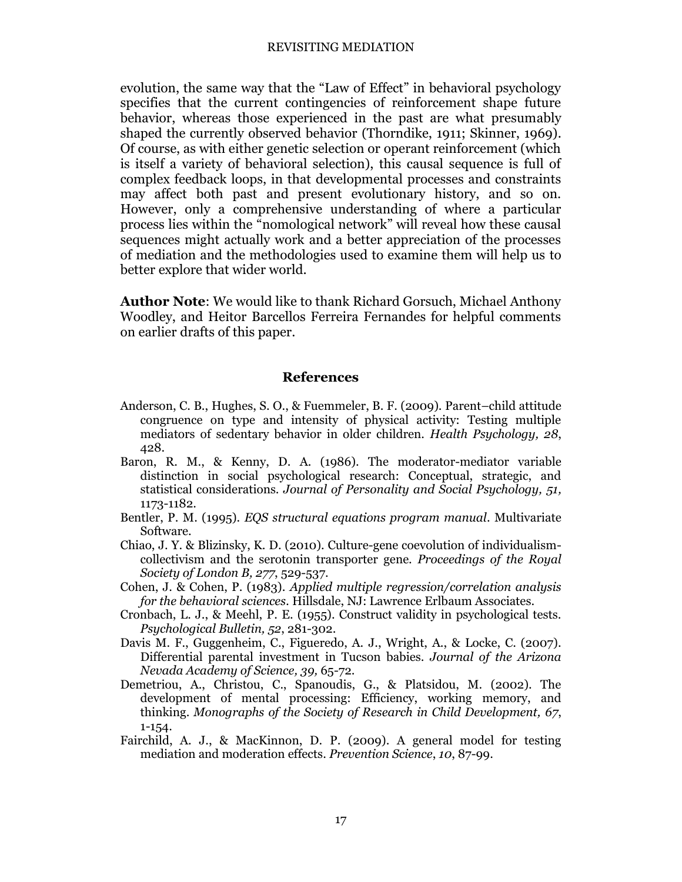evolution, the same way that the "Law of Effect" in behavioral psychology specifies that the current contingencies of reinforcement shape future behavior, whereas those experienced in the past are what presumably shaped the currently observed behavior (Thorndike, 1911; Skinner, 1969). Of course, as with either genetic selection or operant reinforcement (which is itself a variety of behavioral selection), this causal sequence is full of complex feedback loops, in that developmental processes and constraints may affect both past and present evolutionary history, and so on. However, only a comprehensive understanding of where a particular process lies within the "nomological network" will reveal how these causal sequences might actually work and a better appreciation of the processes of mediation and the methodologies used to examine them will help us to better explore that wider world.

**Author Note**: We would like to thank Richard Gorsuch, Michael Anthony Woodley, and Heitor Barcellos Ferreira Fernandes for helpful comments on earlier drafts of this paper.

## References

Anderson, C. B., Hughes, S. O., & Fuemmeler, B. F. (2009). Parent–child attitude congruence on type and intensity of physical activity: Testing multiple mediators of sedentary behavior in older children. *Health Psychology, 28*, 428.

Baron, R. M., & Kenny, D. A. (1986). The moderator-mediator variable distinction in social psychological research: Conceptual, strategic, and statistical considerations. *Journal of Personality and Social Psychology, 51,* 1173-1182.

Bentler, P. M. (1995). *EQS structural equations program manual*. Multivariate Software.

Chiao, J. Y. & Blizinsky, K. D. (2010). Culture-gene coevolution of individualism-collectivism and the serotonin transporter gene. *Proceedings of the Royal Society of London B, 277*, 529-537.

Cohen, J. & Cohen, P. (1983). *Applied multiple regression/correlation analysis for the behavioral sciences*. Hillsdale, NJ: Lawrence Erlbaum Associates.

Cronbach, L. J., & Meehl, P. E. (1955). Construct validity in psychological tests. *Psychological Bulletin, 52*, 281-302.

Davis M. F., Guggenheim, C., Figueredo, A. J., Wright, A., & Locke, C. (2007). Differential parental investment in Tucson babies. *Journal of the Arizona Nevada Academy of Science, 39,* 65-72.

Demetriou, A., Christou, C., Spanoudis, G., & Platsidou, M. (2002). The development of mental processing: Efficiency, working memory, and thinking. *Monographs of the Society of Research in Child Development, 67*, 1-154.

Fairchild, A. J., & MacKinnon, D. P. (2009). A general model for testing mediation and moderation effects. *Prevention Science*, *10*, 87-99.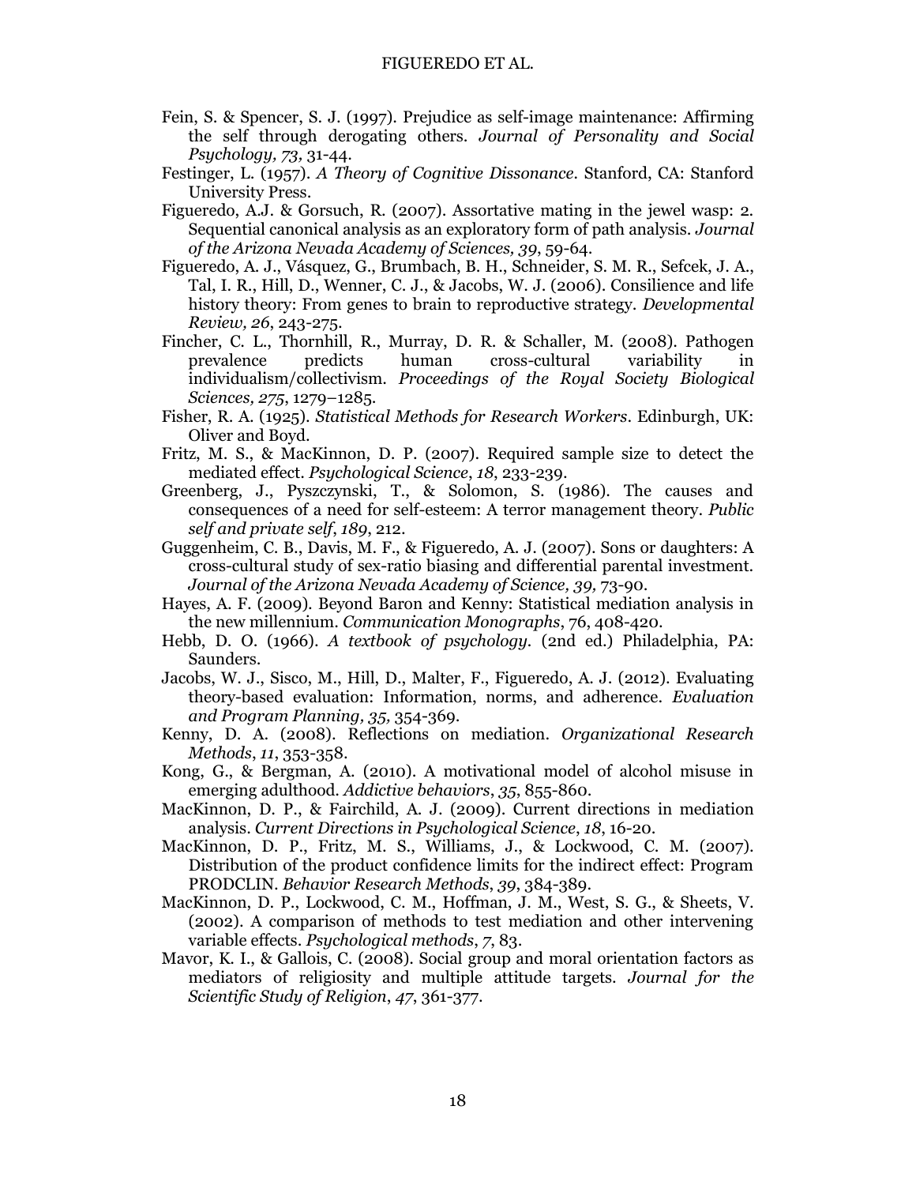Fein, S. & Spencer, S. J. (1997). Prejudice as self-image maintenance: Affirming the self through derogating others. *Journal of Personality and Social Psychology, 73,* 31-44.

Festinger, L. (1957). *A Theory of Cognitive Dissonance*. Stanford, CA: Stanford University Press.

Figueredo, A.J. & Gorsuch, R. (2007). Assortative mating in the jewel wasp: 2. Sequential canonical analysis as an exploratory form of path analysis. *Journal of the Arizona Nevada Academy of Sciences, 39*, 59-64.

Figueredo, A. J., Vásquez, G., Brumbach, B. H., Schneider, S. M. R., Sefcek, J. A., Tal, I. R., Hill, D., Wenner, C. J., & Jacobs, W. J. (2006). Consilience and life history theory: From genes to brain to reproductive strategy. *Developmental Review, 26*, 243-275.

Fincher, C. L., Thornhill, R., Murray, D. R. & Schaller, M. (2008). Pathogen prevalence predicts human cross-cultural variability in individualism/collectivism. *Proceedings of the Royal Society Biological Sciences, 275*, 1279–1285.

Fisher, R. A. (1925). *Statistical Methods for Research Workers*. Edinburgh, UK: Oliver and Boyd.

Fritz, M. S., & MacKinnon, D. P. (2007). Required sample size to detect the mediated effect. *Psychological Science*, *18*, 233-239.

Greenberg, J., Pyszczynski, T., & Solomon, S. (1986). The causes and consequences of a need for self-esteem: A terror management theory. *Public self and private self*, *189*, 212.

Guggenheim, C. B., Davis, M. F., & Figueredo, A. J. (2007). Sons or daughters: A cross-cultural study of sex-ratio biasing and differential parental investment. *Journal of the Arizona Nevada Academy of Science, 39,* 73-90.

Hayes, A. F. (2009). Beyond Baron and Kenny: Statistical mediation analysis in the new millennium. *Communication Monographs*, 76, 408-420.

Hebb, D. O. (1966). *A textbook of psychology.* (2nd ed.) Philadelphia, PA: Saunders.

Jacobs, W. J., Sisco, M., Hill, D., Malter, F., Figueredo, A. J. (2012). Evaluating theory-based evaluation: Information, norms, and adherence. *Evaluation and Program Planning, 35,* 354-369.

Kenny, D. A. (2008). Reflections on mediation. *Organizational Research Methods*, *11*, 353-358.

Kong, G., & Bergman, A. (2010). A motivational model of alcohol misuse in emerging adulthood. *Addictive behaviors*, *35*, 855-860.

MacKinnon, D. P., & Fairchild, A. J. (2009). Current directions in mediation analysis. *Current Directions in Psychological Science*, *18*, 16-20.

MacKinnon, D. P., Fritz, M. S., Williams, J., & Lockwood, C. M. (2007). Distribution of the product confidence limits for the indirect effect: Program PRODCLIN. *Behavior Research Methods*, *39*, 384-389.

MacKinnon, D. P., Lockwood, C. M., Hoffman, J. M., West, S. G., & Sheets, V. (2002). A comparison of methods to test mediation and other intervening variable effects. *Psychological methods*, *7*, 83.

Mavor, K. I., & Gallois, C. (2008). Social group and moral orientation factors as mediators of religiosity and multiple attitude targets. *Journal for the Scientific Study of Religion*, *47*, 361-377.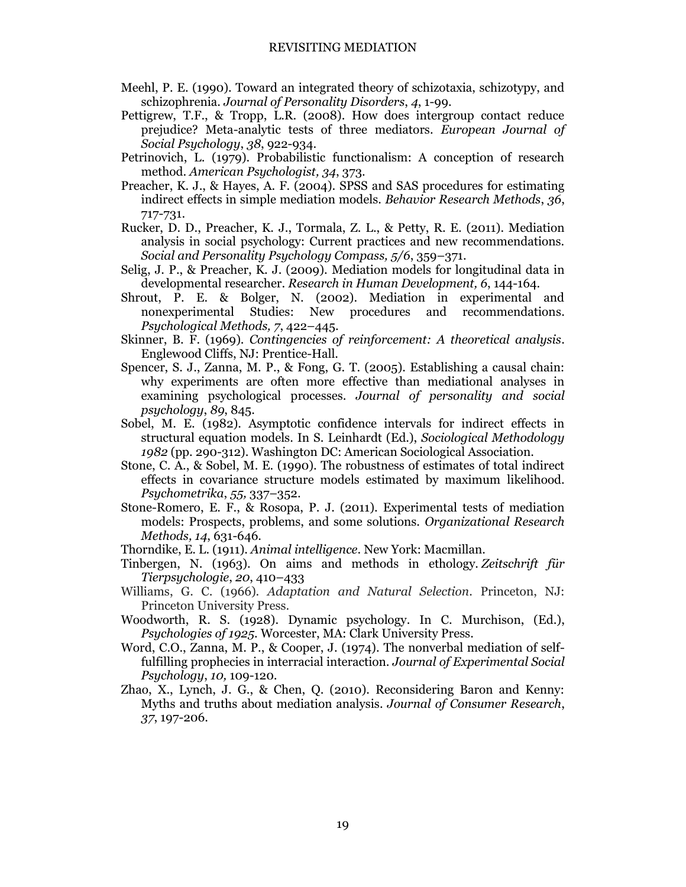Meehl, P. E. (1990). Toward an integrated theory of schizotaxia, schizotypy, and schizophrenia. *Journal of Personality Disorders*, *4*, 1-99.

Pettigrew, T.F., & Tropp, L.R. (2008). How does intergroup contact reduce prejudice? Meta-analytic tests of three mediators. *European Journal of Social Psychology*, *38*, 922-934.

Petrinovich, L. (1979). Probabilistic functionalism: A conception of research method. *American Psychologist, 34*, 373.

Preacher, K. J., & Hayes, A. F. (2004). SPSS and SAS procedures for estimating indirect effects in simple mediation models. *Behavior Research Methods*, *36*, 717-731.

Rucker, D. D., Preacher, K. J., Tormala, Z. L., & Petty, R. E. (2011). Mediation analysis in social psychology: Current practices and new recommendations. *Social and Personality Psychology Compass, 5/6*, 359–371.

Selig, J. P., & Preacher, K. J. (2009). Mediation models for longitudinal data in developmental researcher. *Research in Human Development, 6*, 144-164.

Shrout, P. E. & Bolger, N. (2002). Mediation in experimental and nonexperimental Studies: New procedures and recommendations. *Psychological Methods, 7*, 422–445.

Skinner, B. F. (1969). *Contingencies of reinforcement: A theoretical analysis*. Englewood Cliffs, NJ: Prentice-Hall.

Spencer, S. J., Zanna, M. P., & Fong, G. T. (2005). Establishing a causal chain: why experiments are often more effective than mediational analyses in examining psychological processes. *Journal of personality and social psychology*, *89*, 845.

Sobel, M. E. (1982). Asymptotic confidence intervals for indirect effects in structural equation models. In S. Leinhardt (Ed.), *Sociological Methodology 1982* (pp. 290-312). Washington DC: American Sociological Association.

Stone, C. A., & Sobel, M. E. (1990). The robustness of estimates of total indirect effects in covariance structure models estimated by maximum likelihood. *Psychometrika*, *55,* 337–352.

Stone-Romero, E. F., & Rosopa, P. J. (2011). Experimental tests of mediation models: Prospects, problems, and some solutions. *Organizational Research Methods, 14*, 631-646.

Thorndike, E. L. (1911). *Animal intelligence*. New York: Macmillan.

Tinbergen, N. (1963). On aims and methods in ethology. *Zeitschrift für Tierpsychologie*, *20*, 410–433

Williams, G. C. (1966). *Adaptation and Natural Selection*. Princeton, NJ: Princeton University Press.

Woodworth, R. S. (1928). Dynamic psychology. In C. Murchison, (Ed.), *Psychologies of 1925*. Worcester, MA: Clark University Press.

Word, C.O., Zanna, M. P., & Cooper, J. (1974). The nonverbal mediation of self-fulfilling prophecies in interracial interaction. *Journal of Experimental Social Psychology*, *10,* 109-120.

Zhao, X., Lynch, J. G., & Chen, Q. (2010). Reconsidering Baron and Kenny: Myths and truths about mediation analysis. *Journal of Consumer Research*, *37*, 197-206.